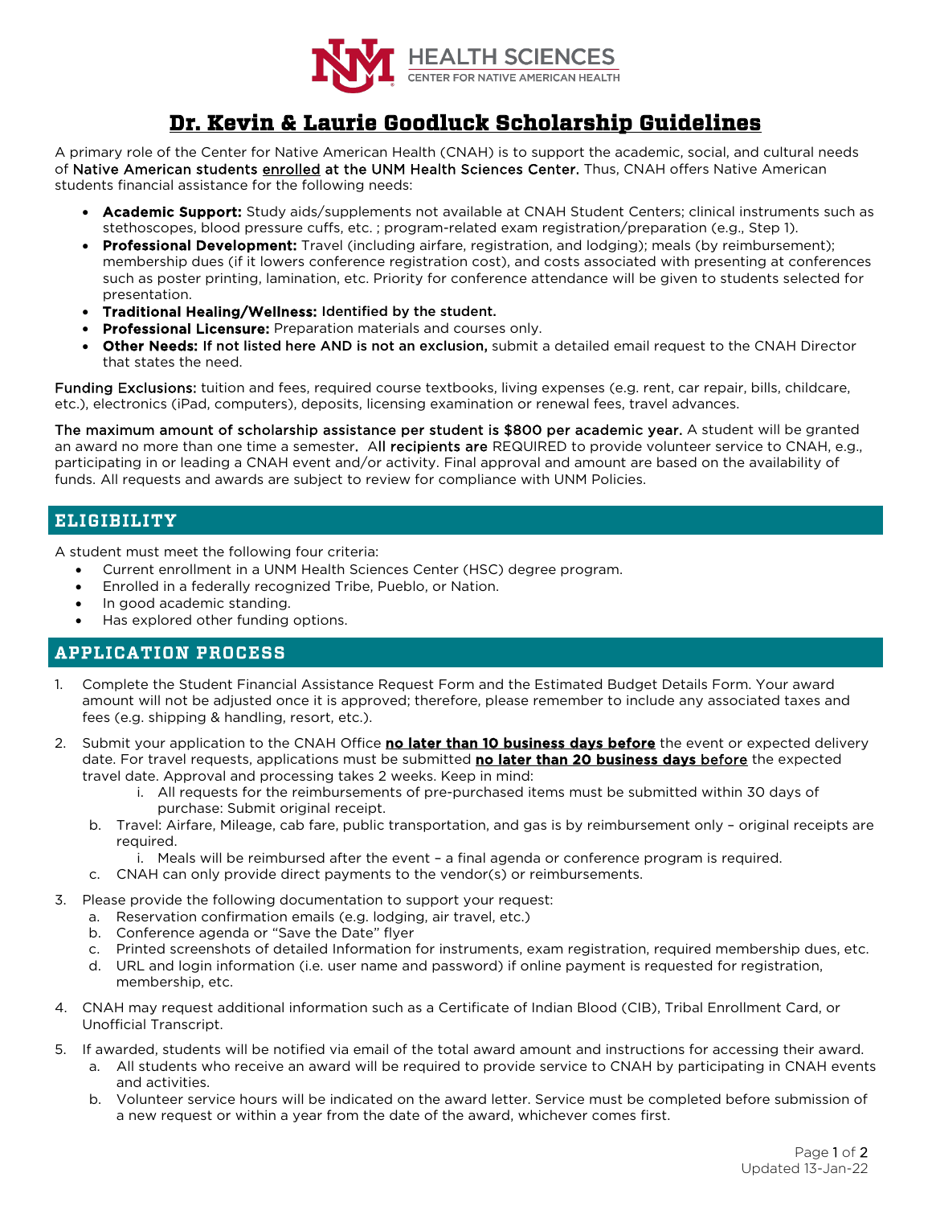HEALTH SCIENCES
CENTER FOR NATIVE AMERICAN HEALTH

# Dr. Kevin & Laurie Goodluck Scholarship Guidelines

A primary role of the Center for Native American Health (CNAH) is to support the academic, social, and cultural needs of Native American students enrolled at the UNM Health Sciences Center. Thus, CNAH offers Native American students financial assistance for the following needs:

- **Academic Support:** Study aids/supplements not available at CNAH Student Centers; clinical instruments such as stethoscopes, blood pressure cuffs, etc. ; program-related exam registration/preparation (e.g., Step 1).
- **Professional Development:** Travel (including airfare, registration, and lodging); meals (by reimbursement); membership dues (if it lowers conference registration cost), and costs associated with presenting at conferences such as poster printing, lamination, etc. Priority for conference attendance will be given to students selected for presentation.
- **Traditional Healing/Wellness:** Identified by the student.
- **Professional Licensure:** Preparation materials and courses only.
- **Other Needs:** If not listed here AND is not an exclusion, submit a detailed email request to the CNAH Director that states the need.

Funding Exclusions: tuition and fees, required course textbooks, living expenses (e.g. rent, car repair, bills, childcare, etc.), electronics (iPad, computers), deposits, licensing examination or renewal fees, travel advances.

The maximum amount of scholarship assistance per student is $800 per academic year. A student will be granted an award no more than one time a semester. All recipients are REQUIRED to provide volunteer service to CNAH, e.g., participating in or leading a CNAH event and/or activity. Final approval and amount are based on the availability of funds. All requests and awards are subject to review for compliance with UNM Policies.

## ELIGIBILITY

A student must meet the following four criteria:

- Current enrollment in a UNM Health Sciences Center (HSC) degree program.
- Enrolled in a federally recognized Tribe, Pueblo, or Nation.
- In good academic standing.
- Has explored other funding options.

## APPLICATION PROCESS

1. Complete the Student Financial Assistance Request Form and the Estimated Budget Details Form. Your award amount will not be adjusted once it is approved; therefore, please remember to include any associated taxes and fees (e.g. shipping & handling, resort, etc.).
2. Submit your application to the CNAH Office **no later than 10 business days before** the event or expected delivery date. For travel requests, applications must be submitted **no later than 20 business days before** the expected travel date. Approval and processing takes 2 weeks. Keep in mind:
    i. All requests for the reimbursements of pre-purchased items must be submitted within 30 days of purchase: Submit original receipt.
    b. Travel: Airfare, Mileage, cab fare, public transportation, and gas is by reimbursement only – original receipts are required.
        i. Meals will be reimbursed after the event – a final agenda or conference program is required.
    c. CNAH can only provide direct payments to the vendor(s) or reimbursements.
3. Please provide the following documentation to support your request:
    a. Reservation confirmation emails (e.g. lodging, air travel, etc.)
    b. Conference agenda or "Save the Date" flyer
    c. Printed screenshots of detailed Information for instruments, exam registration, required membership dues, etc.
    d. URL and login information (i.e. user name and password) if online payment is requested for registration, membership, etc.
4. CNAH may request additional information such as a Certificate of Indian Blood (CIB), Tribal Enrollment Card, or Unofficial Transcript.
5. If awarded, students will be notified via email of the total award amount and instructions for accessing their award.
    a. All students who receive an award will be required to provide service to CNAH by participating in CNAH events and activities.
    b. Volunteer service hours will be indicated on the award letter. Service must be completed before submission of a new request or within a year from the date of the award, whichever comes first.

Updated 13-Jan-22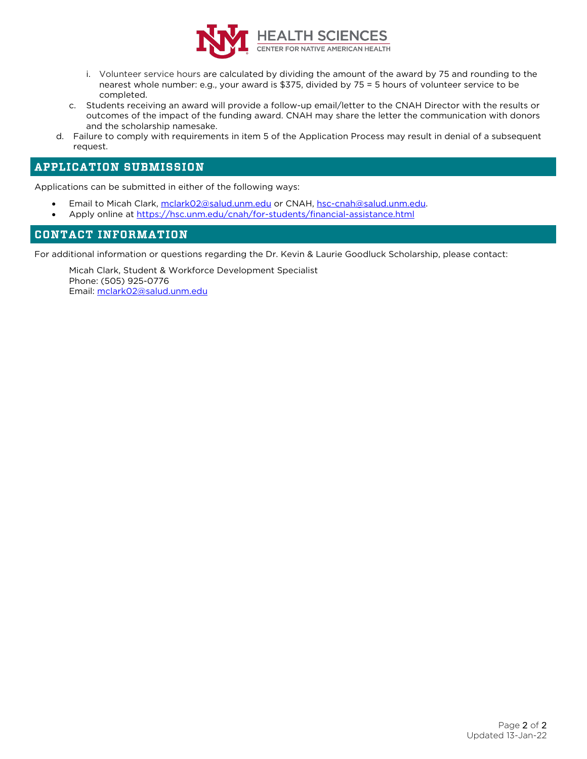i. Volunteer service hours are calculated by dividing the amount of the award by 75 and rounding to the nearest whole number: e.g., your award is $375, divided by 75 = 5 hours of volunteer service to be completed.

c. Students receiving an award will provide a follow-up email/letter to the CNAH Director with the results or outcomes of the impact of the funding award. CNAH may share the letter the communication with donors and the scholarship namesake.

d. Failure to comply with requirements in item 5 of the Application Process may result in denial of a subsequent request.

## APPLICATION SUBMISSION

Applications can be submitted in either of the following ways:

- Email to Micah Clark, mclark02@salud.unm.edu or CNAH, hsc-cnah@salud.unm.edu.
- Apply online at https://hsc.unm.edu/cnah/for-students/financial-assistance.html

## CONTACT INFORMATION

For additional information or questions regarding the Dr. Kevin & Laurie Goodluck Scholarship, please contact:

Micah Clark, Student & Workforce Development Specialist
Phone: (505) 925-0776
Email: mclark02@salud.unm.edu

Updated 13-Jan-22